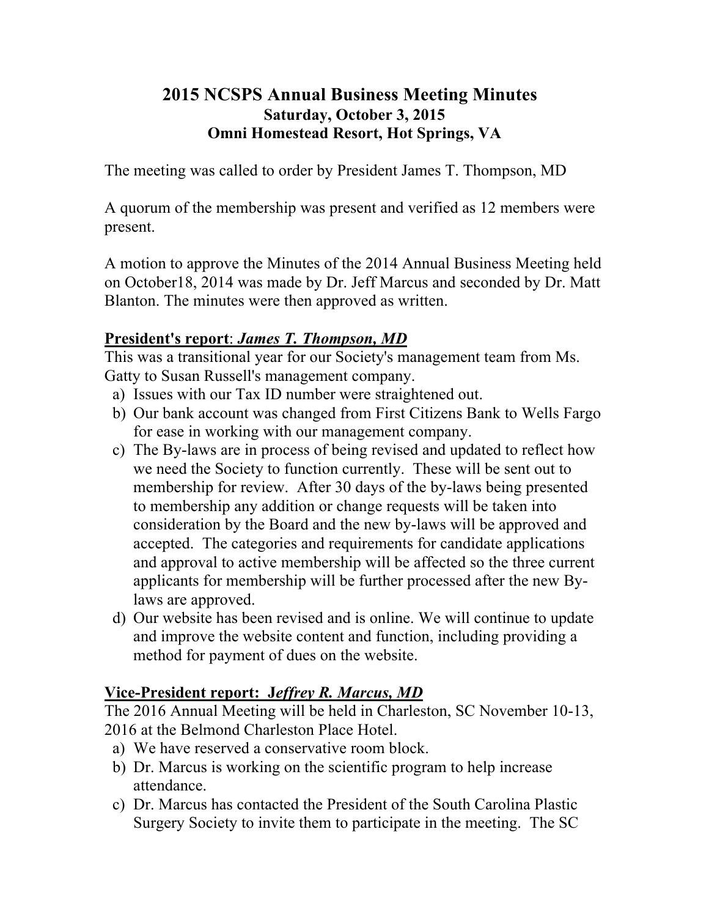# 2015 NCSPS Annual Business Meeting Minutes

**Saturday, October 3, 2015**
**Omni Homestead Resort, Hot Springs, VA**

The meeting was called to order by President James T. Thompson, MD

A quorum of the membership was present and verified as 12 members were present.

A motion to approve the Minutes of the 2014 Annual Business Meeting held on October18, 2014 was made by Dr. Jeff Marcus and seconded by Dr. Matt Blanton. The minutes were then approved as written.

**President's report**: ***James T. Thompson, MD***

This was a transitional year for our Society's management team from Ms. Gatty to Susan Russell's management company.

a) Issues with our Tax ID number were straightened out.
b) Our bank account was changed from First Citizens Bank to Wells Fargo for ease in working with our management company.
c) The By-laws are in process of being revised and updated to reflect how we need the Society to function currently. These will be sent out to membership for review. After 30 days of the by-laws being presented to membership any addition or change requests will be taken into consideration by the Board and the new by-laws will be approved and accepted. The categories and requirements for candidate applications and approval to active membership will be affected so the three current applicants for membership will be further processed after the new By-laws are approved.
d) Our website has been revised and is online. We will continue to update and improve the website content and function, including providing a method for payment of dues on the website.

**Vice-President report: J*effrey R. Marcus, MD***

The 2016 Annual Meeting will be held in Charleston, SC November 10-13, 2016 at the Belmond Charleston Place Hotel.

a) We have reserved a conservative room block.
b) Dr. Marcus is working on the scientific program to help increase attendance.
c) Dr. Marcus has contacted the President of the South Carolina Plastic Surgery Society to invite them to participate in the meeting. The SC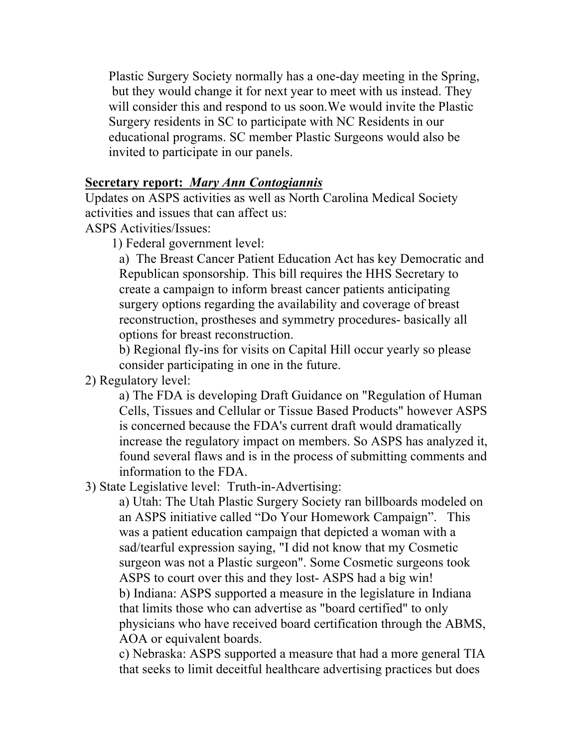Plastic Surgery Society normally has a one-day meeting in the Spring, but they would change it for next year to meet with us instead. They will consider this and respond to us soon.We would invite the Plastic Surgery residents in SC to participate with NC Residents in our educational programs. SC member Plastic Surgeons would also be invited to participate in our panels.

**Secretary report:** ***Mary Ann Contogiannis***

Updates on ASPS activities as well as North Carolina Medical Society activities and issues that can affect us:

ASPS Activities/Issues:

1) Federal government level:

   a) The Breast Cancer Patient Education Act has key Democratic and Republican sponsorship. This bill requires the HHS Secretary to create a campaign to inform breast cancer patients anticipating surgery options regarding the availability and coverage of breast reconstruction, prostheses and symmetry procedures- basically all options for breast reconstruction.

   b) Regional fly-ins for visits on Capital Hill occur yearly so please consider participating in one in the future.

2) Regulatory level:

   a) The FDA is developing Draft Guidance on "Regulation of Human Cells, Tissues and Cellular or Tissue Based Products" however ASPS is concerned because the FDA's current draft would dramatically increase the regulatory impact on members. So ASPS has analyzed it, found several flaws and is in the process of submitting comments and information to the FDA.

3) State Legislative level: Truth-in-Advertising:

   a) Utah: The Utah Plastic Surgery Society ran billboards modeled on an ASPS initiative called “Do Your Homework Campaign”. This was a patient education campaign that depicted a woman with a sad/tearful expression saying, "I did not know that my Cosmetic surgeon was not a Plastic surgeon". Some Cosmetic surgeons took ASPS to court over this and they lost- ASPS had a big win!

   b) Indiana: ASPS supported a measure in the legislature in Indiana that limits those who can advertise as "board certified" to only physicians who have received board certification through the ABMS, AOA or equivalent boards.

   c) Nebraska: ASPS supported a measure that had a more general TIA that seeks to limit deceitful healthcare advertising practices but does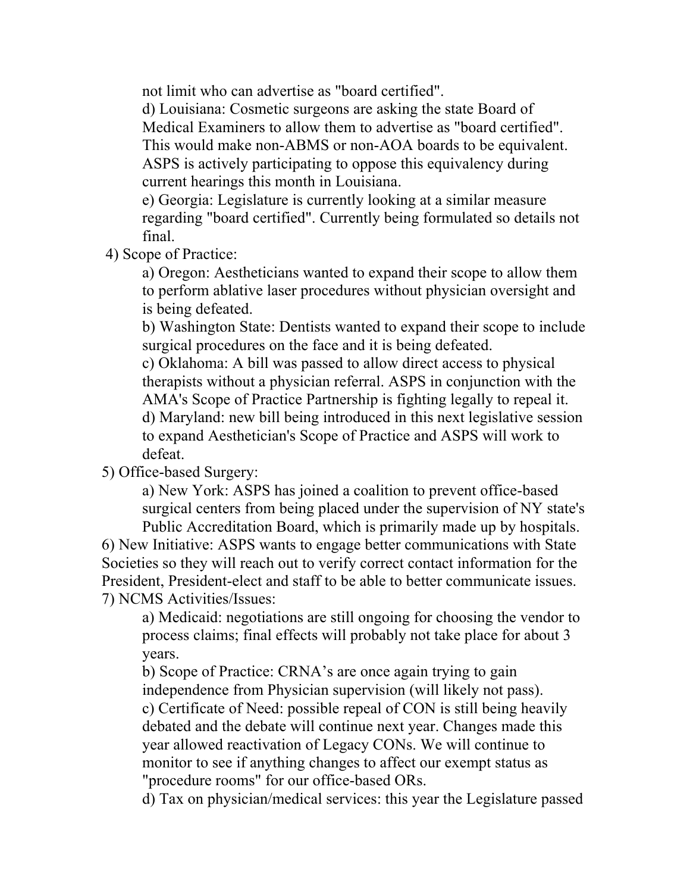not limit who can advertise as "board certified".

d) Louisiana: Cosmetic surgeons are asking the state Board of Medical Examiners to allow them to advertise as "board certified". This would make non-ABMS or non-AOA boards to be equivalent. ASPS is actively participating to oppose this equivalency during current hearings this month in Louisiana.

e) Georgia: Legislature is currently looking at a similar measure regarding "board certified". Currently being formulated so details not final.

4) Scope of Practice:

a) Oregon: Aestheticians wanted to expand their scope to allow them to perform ablative laser procedures without physician oversight and is being defeated.

b) Washington State: Dentists wanted to expand their scope to include surgical procedures on the face and it is being defeated.

c) Oklahoma: A bill was passed to allow direct access to physical therapists without a physician referral. ASPS in conjunction with the AMA's Scope of Practice Partnership is fighting legally to repeal it.

d) Maryland: new bill being introduced in this next legislative session to expand Aesthetician's Scope of Practice and ASPS will work to defeat.

5) Office-based Surgery:

a) New York: ASPS has joined a coalition to prevent office-based surgical centers from being placed under the supervision of NY state's Public Accreditation Board, which is primarily made up by hospitals.

6) New Initiative: ASPS wants to engage better communications with State Societies so they will reach out to verify correct contact information for the President, President-elect and staff to be able to better communicate issues.

7) NCMS Activities/Issues:

a) Medicaid: negotiations are still ongoing for choosing the vendor to process claims; final effects will probably not take place for about 3 years.

b) Scope of Practice: CRNA's are once again trying to gain independence from Physician supervision (will likely not pass).

c) Certificate of Need: possible repeal of CON is still being heavily debated and the debate will continue next year. Changes made this year allowed reactivation of Legacy CONs. We will continue to monitor to see if anything changes to affect our exempt status as "procedure rooms" for our office-based ORs.

d) Tax on physician/medical services: this year the Legislature passed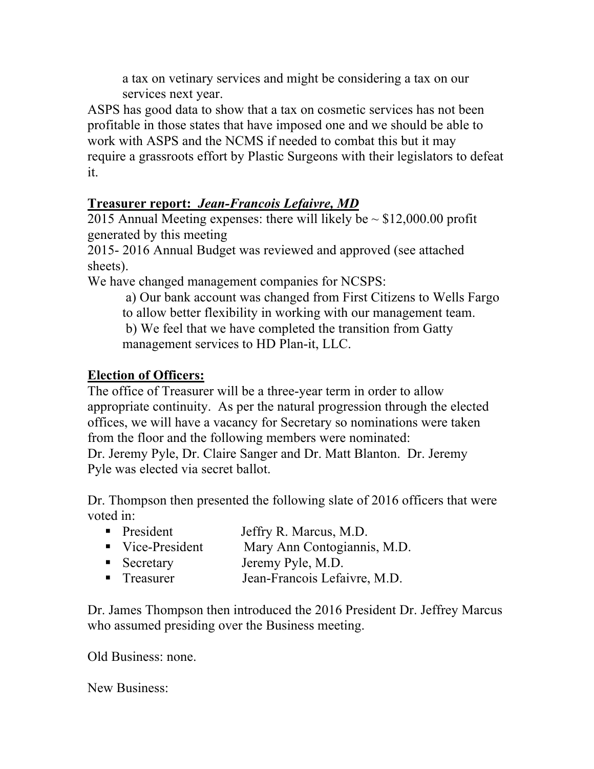a tax on vetinary services and might be considering a tax on our services next year.

ASPS has good data to show that a tax on cosmetic services has not been profitable in those states that have imposed one and we should be able to work with ASPS and the NCMS if needed to combat this but it may require a grassroots effort by Plastic Surgeons with their legislators to defeat it.

**Treasurer report: *Jean-Francois Lefaivre, MD***

2015 Annual Meeting expenses: there will likely be ~ $12,000.00 profit generated by this meeting

2015- 2016 Annual Budget was reviewed and approved (see attached sheets).

We have changed management companies for NCSPS:

a) Our bank account was changed from First Citizens to Wells Fargo to allow better flexibility in working with our management team.

b) We feel that we have completed the transition from Gatty management services to HD Plan-it, LLC.

**Election of Officers:**

The office of Treasurer will be a three-year term in order to allow appropriate continuity. As per the natural progression through the elected offices, we will have a vacancy for Secretary so nominations were taken from the floor and the following members were nominated: Dr. Jeremy Pyle, Dr. Claire Sanger and Dr. Matt Blanton. Dr. Jeremy Pyle was elected via secret ballot.

Dr. Thompson then presented the following slate of 2016 officers that were voted in:

- President Jeffry R. Marcus, M.D.
- Vice-President Mary Ann Contogiannis, M.D.
- Secretary Jeremy Pyle, M.D.
- Treasurer Jean-Francois Lefaivre, M.D.

Dr. James Thompson then introduced the 2016 President Dr. Jeffrey Marcus who assumed presiding over the Business meeting.

Old Business: none.

New Business: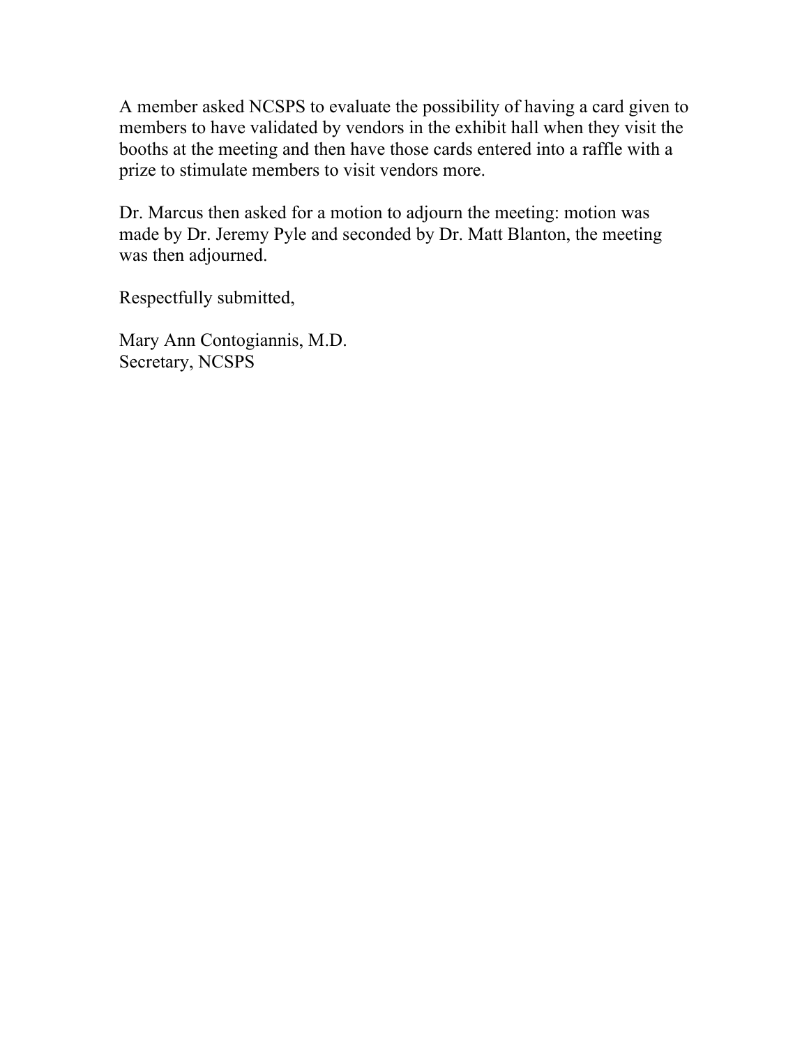A member asked NCSPS to evaluate the possibility of having a card given to members to have validated by vendors in the exhibit hall when they visit the booths at the meeting and then have those cards entered into a raffle with a prize to stimulate members to visit vendors more.

Dr. Marcus then asked for a motion to adjourn the meeting: motion was made by Dr. Jeremy Pyle and seconded by Dr. Matt Blanton, the meeting was then adjourned.

Respectfully submitted,

Mary Ann Contogiannis, M.D.
Secretary, NCSPS